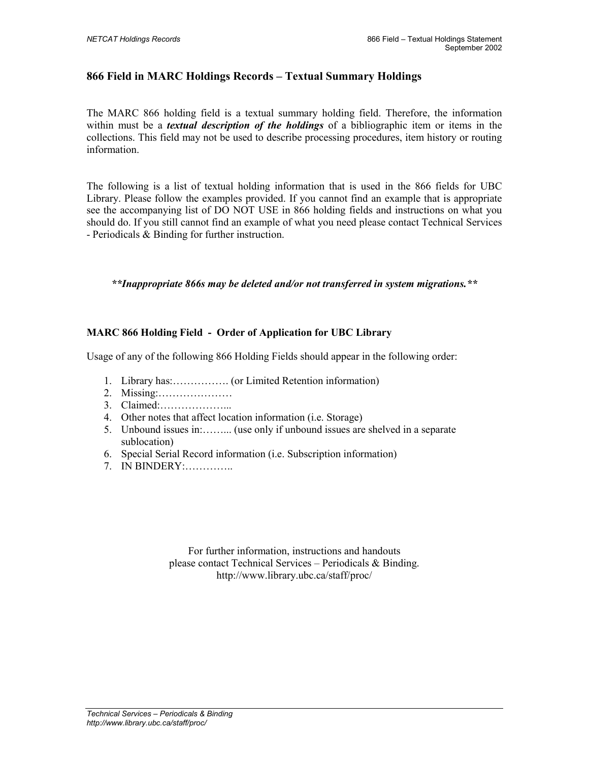## 866 Field in MARC Holdings Records – Textual Summary Holdings

The MARC 866 holding field is a textual summary holding field. Therefore, the information within must be a ***textual description of the holdings*** of a bibliographic item or items in the collections. This field may not be used to describe processing procedures, item history or routing information.

The following is a list of textual holding information that is used in the 866 fields for UBC Library. Please follow the examples provided. If you cannot find an example that is appropriate see the accompanying list of DO NOT USE in 866 holding fields and instructions on what you should do. If you still cannot find an example of what you need please contact Technical Services - Periodicals & Binding for further instruction.

***\*\*Inappropriate 866s may be deleted and/or not transferred in system migrations.\*\****

**MARC 866 Holding Field - Order of Application for UBC Library**

Usage of any of the following 866 Holding Fields should appear in the following order:

1. Library has:……………. (or Limited Retention information)
2. Missing:…………………
3. Claimed:………………...
4. Other notes that affect location information (i.e. Storage)
5. Unbound issues in:…….. (use only if unbound issues are shelved in a separate sublocation)
6. Special Serial Record information (i.e. Subscription information)
7. IN BINDERY:…………..

For further information, instructions and handouts
please contact Technical Services – Periodicals & Binding.
http://www.library.ubc.ca/staff/proc/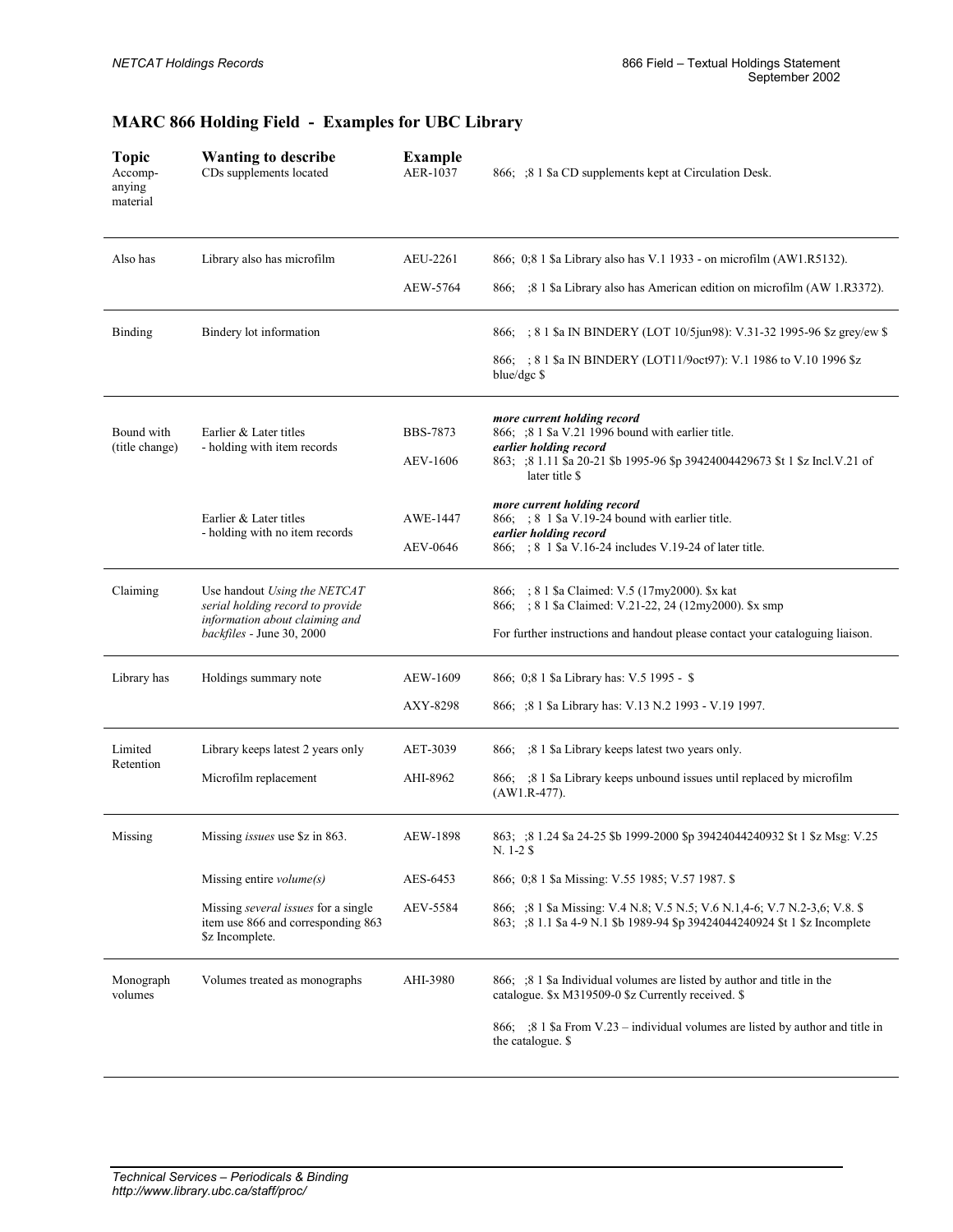## MARC 866 Holding Field - Examples for UBC Library

| Topic | Wanting to describe | Example | |
|---|---|---|---|
| Accomp-anying material | CDs supplements located | AER-1037 | 866; ;8 1 $a CD supplements kept at Circulation Desk. |
| Also has | Library also has microfilm | AEU-2261 | 866; 0;8 1 $a Library also has V.1 1933 - on microfilm (AW1.R5132). |
| | | AEW-5764 | 866; ;8 1 $a Library also has American edition on microfilm (AW 1.R3372). |
| Binding | Bindery lot information | | 866; ; 8 1 $a IN BINDERY (LOT 10/5jun98): V.31-32 1995-96 $z grey/ew $ |
| | | | 866; ; 8 1 $a IN BINDERY (LOT11/9oct97): V.1 1986 to V.10 1996 $z blue/dgc $ |
| Bound with (title change) | Earlier & Later titles - holding with item records | BBS-7873 | ***more current holding record*** 866; ;8 1 $a V.21 1996 bound with earlier title. |
| | | AEV-1606 | ***earlier holding record*** 863; ;8 1.11 $a 20-21 $b 1995-96 $p 39424004429673 $t 1 $z Incl.V.21 of later title $ |
| | Earlier & Later titles - holding with no item records | AWE-1447 | ***more current holding record*** 866; ; 8 1 $a V.19-24 bound with earlier title. |
| | | AEV-0646 | ***earlier holding record*** 866; ; 8 1 $a V.16-24 includes V.19-24 of later title. |
| Claiming | Use handout *Using the NETCAT serial holding record to provide information about claiming and backfiles* - June 30, 2000 | | 866; ; 8 1 $a Claimed: V.5 (17my2000). $x kat<br>866; ; 8 1 $a Claimed: V.21-22, 24 (12my2000). $x smp<br><br>For further instructions and handout please contact your cataloguing liaison. |
| Library has | Holdings summary note | AEW-1609 | 866; 0;8 1 $a Library has: V.5 1995 - $ |
| | | AXY-8298 | 866; ;8 1 $a Library has: V.13 N.2 1993 - V.19 1997. |
| Limited Retention | Library keeps latest 2 years only | AET-3039 | 866; ;8 1 $a Library keeps latest two years only. |
| | Microfilm replacement | AHI-8962 | 866; ;8 1 $a Library keeps unbound issues until replaced by microfilm (AW1.R-477). |
| Missing | Missing *issues* use $z in 863. | AEW-1898 | 863; ;8 1.24 $a 24-25 $b 1999-2000 $p 39424044240932 $t 1 $z Msg: V.25 N. 1-2 $ |
| | Missing entire *volume(s)* | AES-6453 | 866; 0;8 1 $a Missing: V.55 1985; V.57 1987. $ |
| | Missing *several issues* for a single item use 866 and corresponding 863 $z Incomplete. | AEV-5584 | 866; ;8 1 $a Missing: V.4 N.8; V.5 N.5; V.6 N.1,4-6; V.7 N.2-3,6; V.8. $<br>863; ;8 1.1 $a 4-9 N.1 $b 1989-94 $p 39424044240924 $t 1 $z Incomplete |
| Monograph volumes | Volumes treated as monographs | AHI-3980 | 866; ;8 1 $a Individual volumes are listed by author and title in the catalogue. $x M319509-0 $z Currently received. $ |
| | | | 866; ;8 1 $a From V.23 – individual volumes are listed by author and title in the catalogue. $ |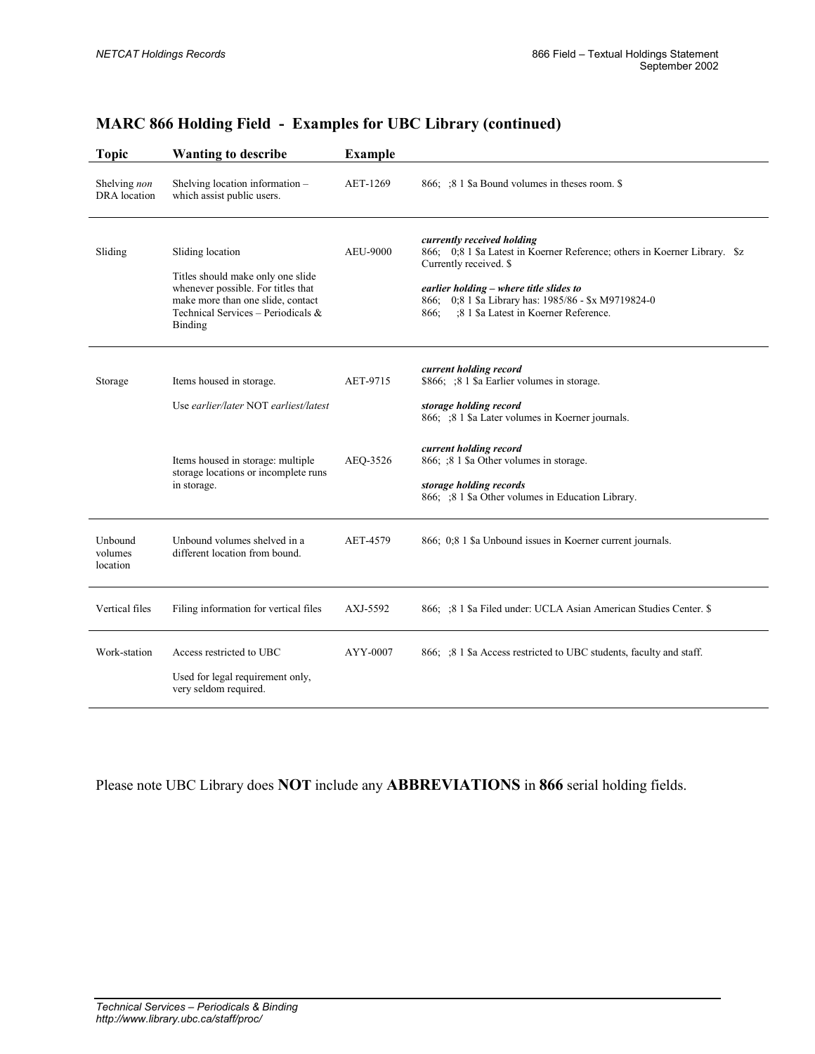## MARC 866 Holding Field - Examples for UBC Library (continued)

| Topic | Wanting to describe | Example | |
|---|---|---|---|
| Shelving *non* DRA location | Shelving location information – which assist public users. | AET-1269 | 866; ;8 1 $a Bound volumes in theses room. $ |
| Sliding | Sliding location<br><br>Titles should make only one slide whenever possible. For titles that make more than one slide, contact Technical Services – Periodicals & Binding | AEU-9000 | ***currently received holding***<br>866; 0;8 1 $a Latest in Koerner Reference; others in Koerner Library. $z Currently received. $<br><br>***earlier holding – where title slides to***<br>866; 0;8 1 $a Library has: 1985/86 - $x M9719824-0<br>866; ;8 1 $a Latest in Koerner Reference. |
| Storage | Items housed in storage.<br><br>Use *earlier/later* NOT *earliest/latest* | AET-9715 | ***current holding record***<br>$866; ;8 1 $a Earlier volumes in storage.<br><br>***storage holding record***<br>866; ;8 1 $a Later volumes in Koerner journals. |
| | Items housed in storage: multiple storage locations or incomplete runs in storage. | AEQ-3526 | ***current holding record***<br>866; ;8 1 $a Other volumes in storage.<br><br>***storage holding records***<br>866; ;8 1 $a Other volumes in Education Library. |
| Unbound volumes location | Unbound volumes shelved in a different location from bound. | AET-4579 | 866; 0;8 1 $a Unbound issues in Koerner current journals. |
| Vertical files | Filing information for vertical files | AXJ-5592 | 866; ;8 1 $a Filed under: UCLA Asian American Studies Center. $ |
| Work-station | Access restricted to UBC<br><br>Used for legal requirement only, very seldom required. | AYY-0007 | 866; ;8 1 $a Access restricted to UBC students, faculty and staff. |

Please note UBC Library does **NOT** include any **ABBREVIATIONS** in **866** serial holding fields.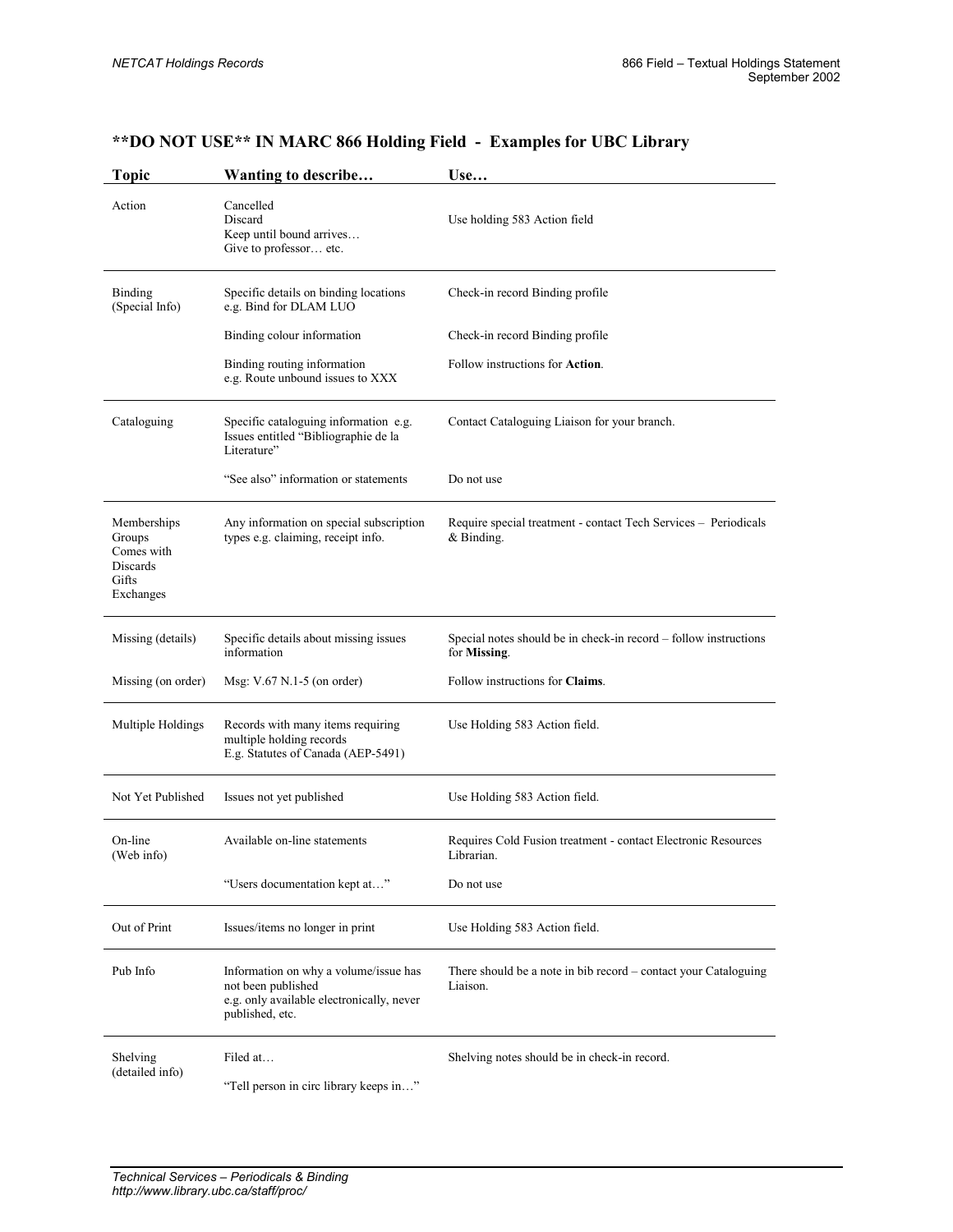## **DO NOT USE** IN MARC 866 Holding Field - Examples for UBC Library

| Topic | Wanting to describe… | Use… |
|---|---|---|
| Action | Cancelled<br>Discard<br>Keep until bound arrives…<br>Give to professor… etc. | Use holding 583 Action field |
| Binding (Special Info) | Specific details on binding locations e.g. Bind for DLAM LUO | Check-in record Binding profile |
| | Binding colour information | Check-in record Binding profile |
| | Binding routing information e.g. Route unbound issues to XXX | Follow instructions for **Action**. |
| Cataloguing | Specific cataloguing information e.g. Issues entitled "Bibliographie de la Literature" | Contact Cataloguing Liaison for your branch. |
| | "See also" information or statements | Do not use |
| Memberships<br>Groups<br>Comes with<br>Discards<br>Gifts<br>Exchanges | Any information on special subscription types e.g. claiming, receipt info. | Require special treatment - contact Tech Services – Periodicals & Binding. |
| Missing (details) | Specific details about missing issues information | Special notes should be in check-in record – follow instructions for **Missing**. |
| Missing (on order) | Msg: V.67 N.1-5 (on order) | Follow instructions for **Claims**. |
| Multiple Holdings | Records with many items requiring multiple holding records<br>E.g. Statutes of Canada (AEP-5491) | Use Holding 583 Action field. |
| Not Yet Published | Issues not yet published | Use Holding 583 Action field. |
| On-line (Web info) | Available on-line statements | Requires Cold Fusion treatment - contact Electronic Resources Librarian. |
| | "Users documentation kept at…" | Do not use |
| Out of Print | Issues/items no longer in print | Use Holding 583 Action field. |
| Pub Info | Information on why a volume/issue has not been published<br>e.g. only available electronically, never published, etc. | There should be a note in bib record – contact your Cataloguing Liaison. |
| Shelving (detailed info) | Filed at…<br><br>"Tell person in circ library keeps in…" | Shelving notes should be in check-in record. |